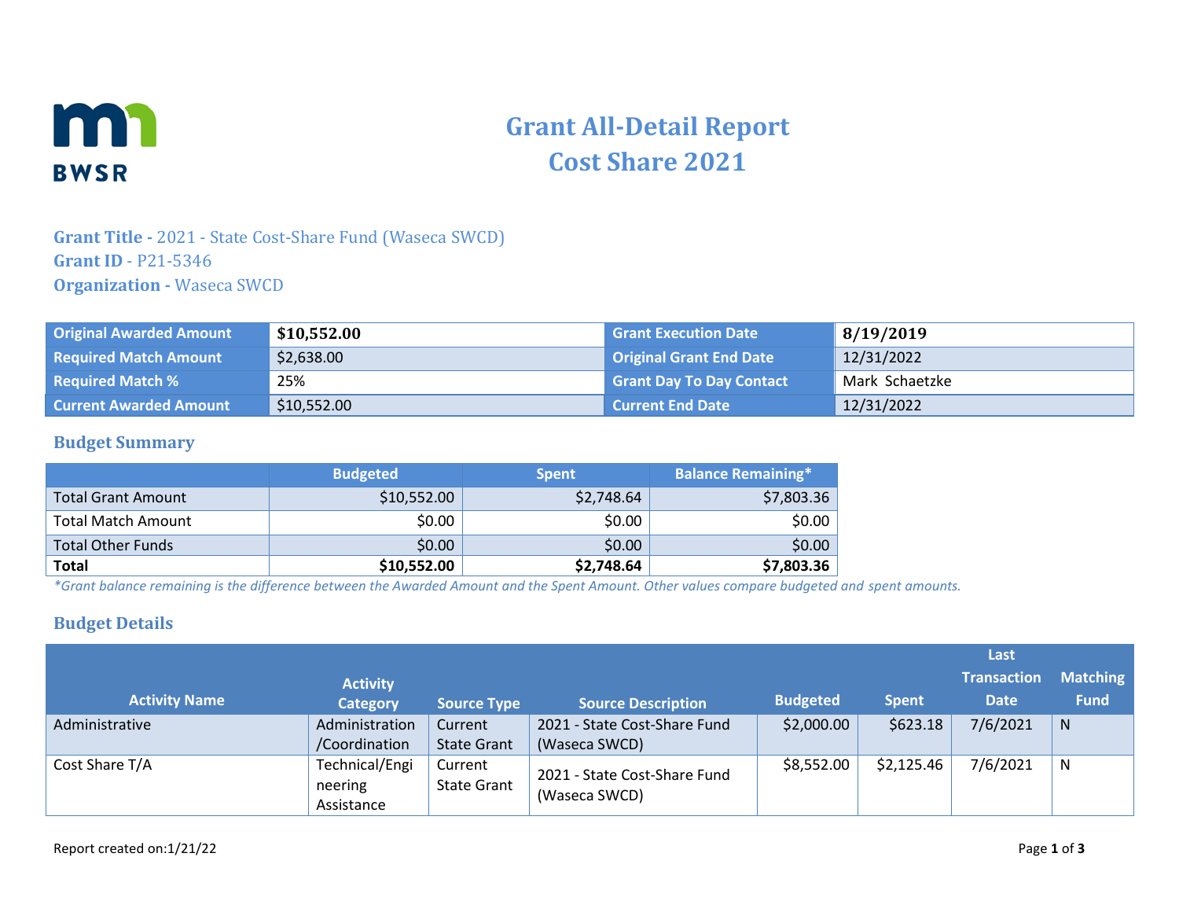# Grant All-Detail Report
# Cost Share 2021

**Grant Title -** 2021 - State Cost-Share Fund (Waseca SWCD)
**Grant ID** - P21-5346
**Organization -** Waseca SWCD

| | | | |
|---|---|---|---|
| **Original Awarded Amount** | **$10,552.00** | **Grant Execution Date** | **8/19/2019** |
| **Required Match Amount** | $2,638.00 | **Original Grant End Date** | 12/31/2022 |
| **Required Match %** | 25% | **Grant Day To Day Contact** | Mark Schaetzke |
| **Current Awarded Amount** | $10,552.00 | **Current End Date** | 12/31/2022 |

## Budget Summary

| | Budgeted | Spent | Balance Remaining* |
|---|---|---|---|
| Total Grant Amount | $10,552.00 | $2,748.64 | $7,803.36 |
| Total Match Amount | $0.00 | $0.00 | $0.00 |
| Total Other Funds | $0.00 | $0.00 | $0.00 |
| **Total** | **$10,552.00** | **$2,748.64** | **$7,803.36** |

*\*Grant balance remaining is the difference between the Awarded Amount and the Spent Amount. Other values compare budgeted and spent amounts.*

## Budget Details

| Activity Name | Activity Category | Source Type | Source Description | Budgeted | Spent | Last Transaction Date | Matching Fund |
|---|---|---|---|---|---|---|---|
| Administrative | Administration /Coordination | Current State Grant | 2021 - State Cost-Share Fund (Waseca SWCD) | $2,000.00 | $623.18 | 7/6/2021 | N |
| Cost Share T/A | Technical/Engineering Assistance | Current State Grant | 2021 - State Cost-Share Fund (Waseca SWCD) | $8,552.00 | $2,125.46 | 7/6/2021 | N |

Report created on:1/21/22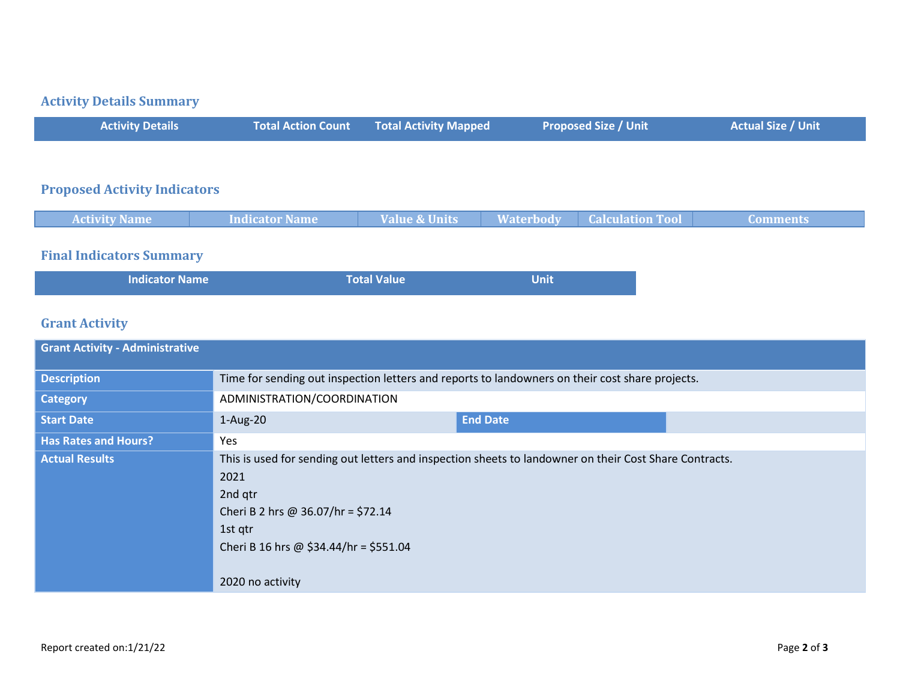## Activity Details Summary

| Activity Details | Total Action Count | Total Activity Mapped | Proposed Size / Unit | Actual Size / Unit |
| --- | --- | --- | --- | --- |

## Proposed Activity Indicators

| Activity Name | Indicator Name | Value & Units | Waterbody | Calculation Tool | Comments |
| --- | --- | --- | --- | --- | --- |

## Final Indicators Summary

| Indicator Name | Total Value | Unit |
| --- | --- | --- |

## Grant Activity

| Grant Activity - Administrative | | | |
| --- | --- | --- | --- |
| **Description** | Time for sending out inspection letters and reports to landowners on their cost share projects. | | |
| **Category** | ADMINISTRATION/COORDINATION | | |
| **Start Date** | 1-Aug-20 | **End Date** | |
| **Has Rates and Hours?** | Yes | | |
| **Actual Results** | This is used for sending out letters and inspection sheets to landowner on their Cost Share Contracts.<br>2021<br>2nd qtr<br>Cheri B 2 hrs @ 36.07/hr = $72.14<br>1st qtr<br>Cheri B 16 hrs @ $34.44/hr = $551.04<br><br>2020 no activity | | |

Report created on:1/21/22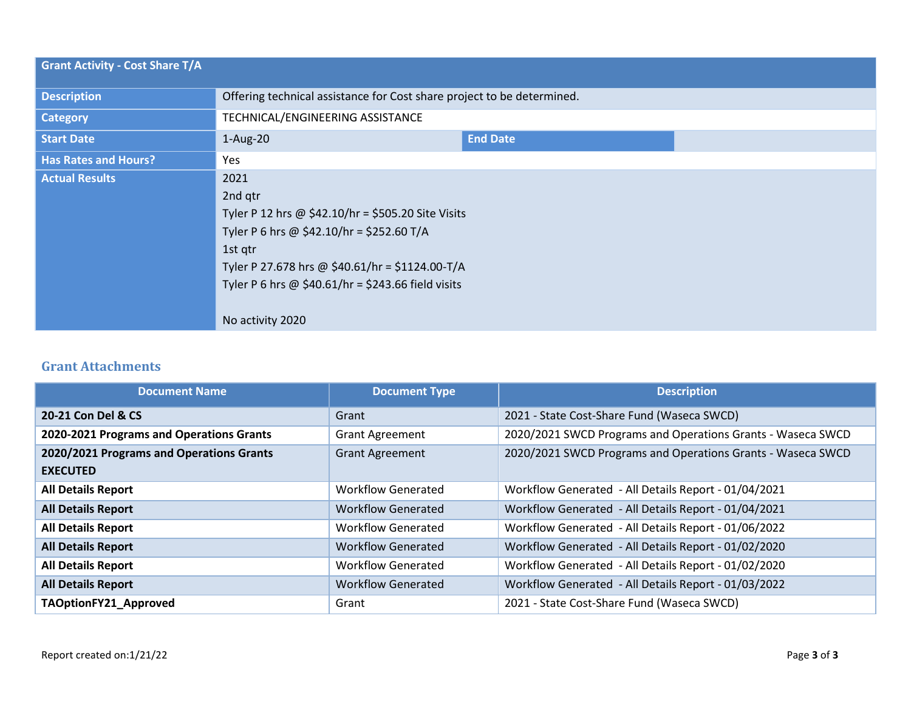| Grant Activity - Cost Share T/A | | | |
|---|---|---|---|
| Description | Offering technical assistance for Cost share project to be determined. | | |
| Category | TECHNICAL/ENGINEERING ASSISTANCE | | |
| Start Date | 1-Aug-20 | End Date | |
| Has Rates and Hours? | Yes | | |
| Actual Results | 2021<br>2nd qtr<br>Tyler P 12 hrs @ $42.10/hr = $505.20 Site Visits<br>Tyler P 6 hrs @ $42.10/hr = $252.60 T/A<br>1st qtr<br>Tyler P 27.678 hrs @ $40.61/hr = $1124.00-T/A<br>Tyler P 6 hrs @ $40.61/hr = $243.66 field visits<br><br>No activity 2020 | | |

## Grant Attachments

| Document Name | Document Type | Description |
|---|---|---|
| **20-21 Con Del & CS** | Grant | 2021 - State Cost-Share Fund (Waseca SWCD) |
| **2020-2021 Programs and Operations Grants** | Grant Agreement | 2020/2021 SWCD Programs and Operations Grants - Waseca SWCD |
| **2020/2021 Programs and Operations Grants EXECUTED** | Grant Agreement | 2020/2021 SWCD Programs and Operations Grants - Waseca SWCD |
| **All Details Report** | Workflow Generated | Workflow Generated - All Details Report - 01/04/2021 |
| **All Details Report** | Workflow Generated | Workflow Generated - All Details Report - 01/04/2021 |
| **All Details Report** | Workflow Generated | Workflow Generated - All Details Report - 01/06/2022 |
| **All Details Report** | Workflow Generated | Workflow Generated - All Details Report - 01/02/2020 |
| **All Details Report** | Workflow Generated | Workflow Generated - All Details Report - 01/02/2020 |
| **All Details Report** | Workflow Generated | Workflow Generated - All Details Report - 01/03/2022 |
| **TAOptionFY21_Approved** | Grant | 2021 - State Cost-Share Fund (Waseca SWCD) |

Report created on:1/21/22